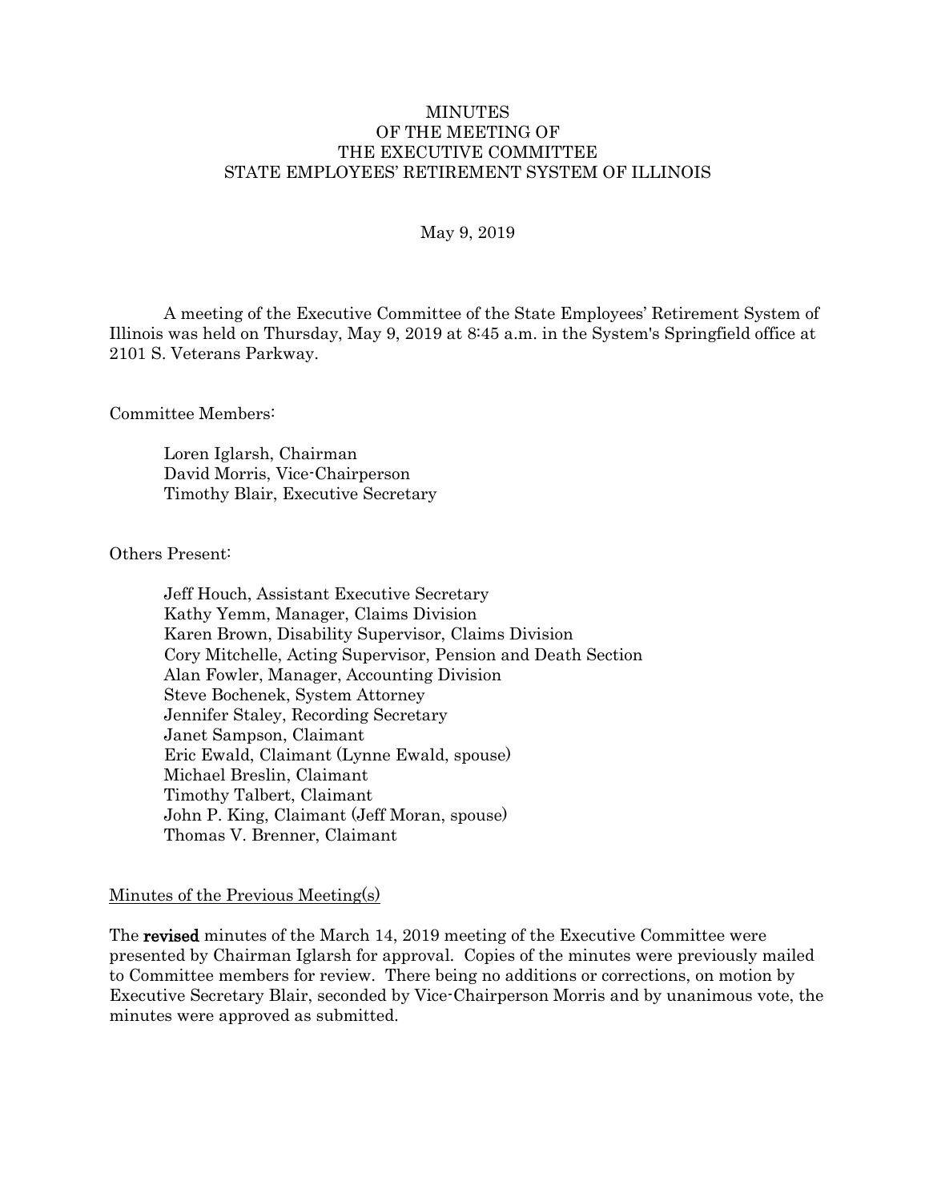# MINUTES
## OF THE MEETING OF
## THE EXECUTIVE COMMITTEE
## STATE EMPLOYEES' RETIREMENT SYSTEM OF ILLINOIS

May 9, 2019

A meeting of the Executive Committee of the State Employees' Retirement System of Illinois was held on Thursday, May 9, 2019 at 8:45 a.m. in the System's Springfield office at 2101 S. Veterans Parkway.

Committee Members:

Loren Iglarsh, Chairman
David Morris, Vice-Chairperson
Timothy Blair, Executive Secretary

Others Present:

Jeff Houch, Assistant Executive Secretary
Kathy Yemm, Manager, Claims Division
Karen Brown, Disability Supervisor, Claims Division
Cory Mitchelle, Acting Supervisor, Pension and Death Section
Alan Fowler, Manager, Accounting Division
Steve Bochenek, System Attorney
Jennifer Staley, Recording Secretary
Janet Sampson, Claimant
Eric Ewald, Claimant (Lynne Ewald, spouse)
Michael Breslin, Claimant
Timothy Talbert, Claimant
John P. King, Claimant (Jeff Moran, spouse)
Thomas V. Brenner, Claimant

<u>Minutes of the Previous Meeting(s)</u>

The **revised** minutes of the March 14, 2019 meeting of the Executive Committee were presented by Chairman Iglarsh for approval. Copies of the minutes were previously mailed to Committee members for review. There being no additions or corrections, on motion by Executive Secretary Blair, seconded by Vice-Chairperson Morris and by unanimous vote, the minutes were approved as submitted.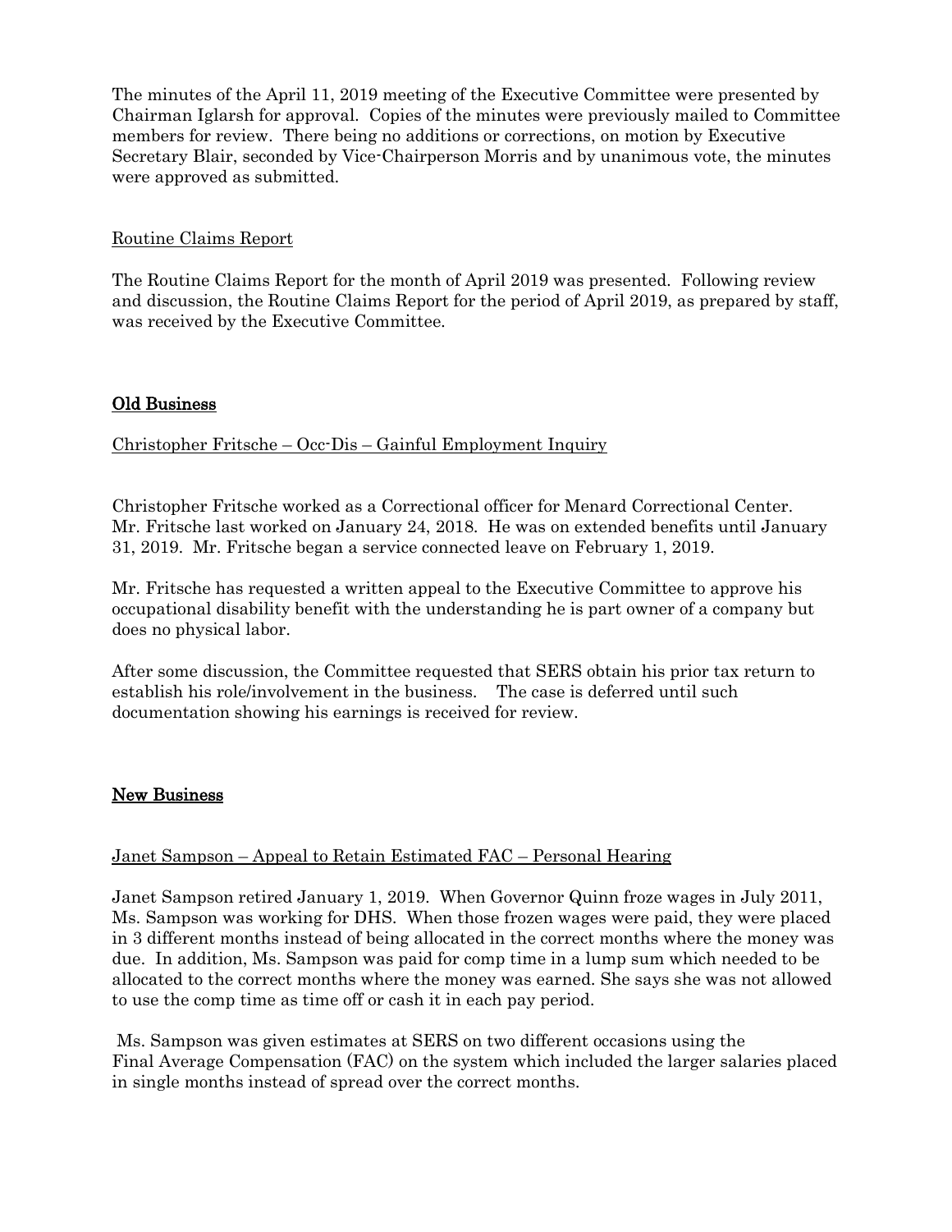The minutes of the April 11, 2019 meeting of the Executive Committee were presented by Chairman Iglarsh for approval. Copies of the minutes were previously mailed to Committee members for review. There being no additions or corrections, on motion by Executive Secretary Blair, seconded by Vice-Chairperson Morris and by unanimous vote, the minutes were approved as submitted.

Routine Claims Report

The Routine Claims Report for the month of April 2019 was presented. Following review and discussion, the Routine Claims Report for the period of April 2019, as prepared by staff, was received by the Executive Committee.

## Old Business

Christopher Fritsche – Occ-Dis – Gainful Employment Inquiry

Christopher Fritsche worked as a Correctional officer for Menard Correctional Center. Mr. Fritsche last worked on January 24, 2018. He was on extended benefits until January 31, 2019. Mr. Fritsche began a service connected leave on February 1, 2019.

Mr. Fritsche has requested a written appeal to the Executive Committee to approve his occupational disability benefit with the understanding he is part owner of a company but does no physical labor.

After some discussion, the Committee requested that SERS obtain his prior tax return to establish his role/involvement in the business. The case is deferred until such documentation showing his earnings is received for review.

## New Business

Janet Sampson – Appeal to Retain Estimated FAC – Personal Hearing

Janet Sampson retired January 1, 2019. When Governor Quinn froze wages in July 2011, Ms. Sampson was working for DHS. When those frozen wages were paid, they were placed in 3 different months instead of being allocated in the correct months where the money was due. In addition, Ms. Sampson was paid for comp time in a lump sum which needed to be allocated to the correct months where the money was earned. She says she was not allowed to use the comp time as time off or cash it in each pay period.

Ms. Sampson was given estimates at SERS on two different occasions using the Final Average Compensation (FAC) on the system which included the larger salaries placed in single months instead of spread over the correct months.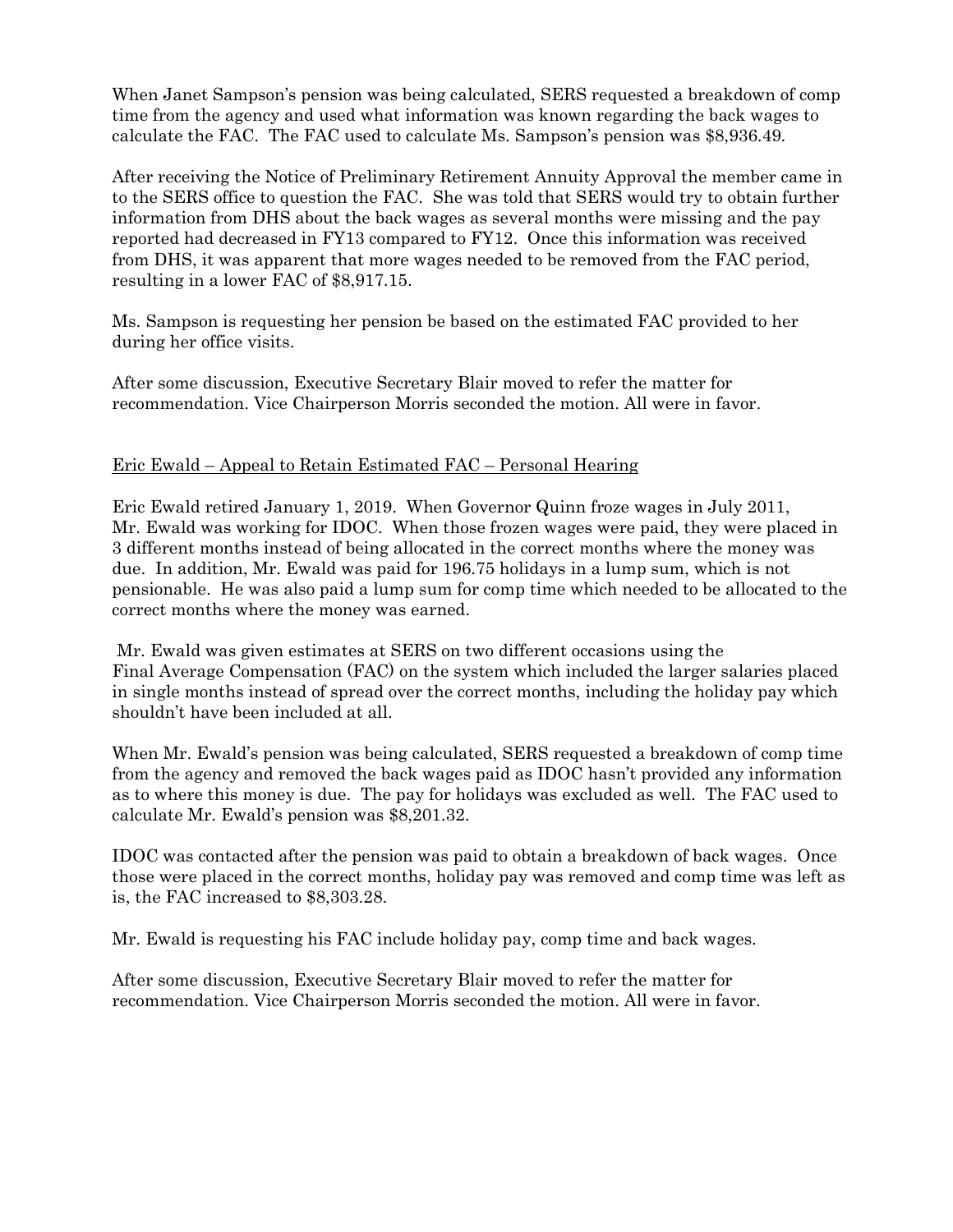When Janet Sampson's pension was being calculated, SERS requested a breakdown of comp time from the agency and used what information was known regarding the back wages to calculate the FAC. The FAC used to calculate Ms. Sampson's pension was $8,936.49.

After receiving the Notice of Preliminary Retirement Annuity Approval the member came in to the SERS office to question the FAC. She was told that SERS would try to obtain further information from DHS about the back wages as several months were missing and the pay reported had decreased in FY13 compared to FY12. Once this information was received from DHS, it was apparent that more wages needed to be removed from the FAC period, resulting in a lower FAC of $8,917.15.

Ms. Sampson is requesting her pension be based on the estimated FAC provided to her during her office visits.

After some discussion, Executive Secretary Blair moved to refer the matter for recommendation. Vice Chairperson Morris seconded the motion. All were in favor.

Eric Ewald – Appeal to Retain Estimated FAC – Personal Hearing

Eric Ewald retired January 1, 2019. When Governor Quinn froze wages in July 2011, Mr. Ewald was working for IDOC. When those frozen wages were paid, they were placed in 3 different months instead of being allocated in the correct months where the money was due. In addition, Mr. Ewald was paid for 196.75 holidays in a lump sum, which is not pensionable. He was also paid a lump sum for comp time which needed to be allocated to the correct months where the money was earned.

Mr. Ewald was given estimates at SERS on two different occasions using the Final Average Compensation (FAC) on the system which included the larger salaries placed in single months instead of spread over the correct months, including the holiday pay which shouldn't have been included at all.

When Mr. Ewald's pension was being calculated, SERS requested a breakdown of comp time from the agency and removed the back wages paid as IDOC hasn't provided any information as to where this money is due. The pay for holidays was excluded as well. The FAC used to calculate Mr. Ewald's pension was $8,201.32.

IDOC was contacted after the pension was paid to obtain a breakdown of back wages. Once those were placed in the correct months, holiday pay was removed and comp time was left as is, the FAC increased to $8,303.28.

Mr. Ewald is requesting his FAC include holiday pay, comp time and back wages.

After some discussion, Executive Secretary Blair moved to refer the matter for recommendation. Vice Chairperson Morris seconded the motion. All were in favor.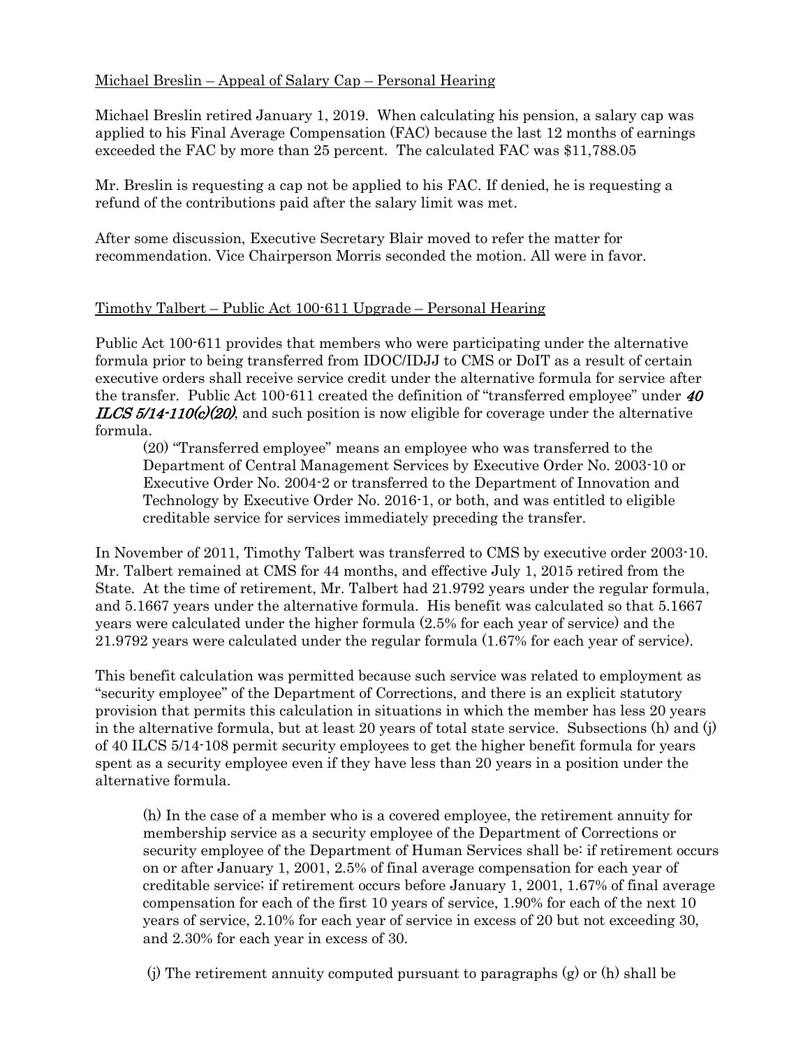Michael Breslin – Appeal of Salary Cap – Personal Hearing

Michael Breslin retired January 1, 2019. When calculating his pension, a salary cap was applied to his Final Average Compensation (FAC) because the last 12 months of earnings exceeded the FAC by more than 25 percent. The calculated FAC was $11,788.05

Mr. Breslin is requesting a cap not be applied to his FAC. If denied, he is requesting a refund of the contributions paid after the salary limit was met.

After some discussion, Executive Secretary Blair moved to refer the matter for recommendation. Vice Chairperson Morris seconded the motion. All were in favor.

Timothy Talbert – Public Act 100-611 Upgrade – Personal Hearing

Public Act 100-611 provides that members who were participating under the alternative formula prior to being transferred from IDOC/IDJJ to CMS or DoIT as a result of certain executive orders shall receive service credit under the alternative formula for service after the transfer. Public Act 100-611 created the definition of "transferred employee" under ***40 ILCS 5/14-110(c)(20)***, and such position is now eligible for coverage under the alternative formula.

> (20) "Transferred employee" means an employee who was transferred to the Department of Central Management Services by Executive Order No. 2003-10 or Executive Order No. 2004-2 or transferred to the Department of Innovation and Technology by Executive Order No. 2016-1, or both, and was entitled to eligible creditable service for services immediately preceding the transfer.

In November of 2011, Timothy Talbert was transferred to CMS by executive order 2003-10. Mr. Talbert remained at CMS for 44 months, and effective July 1, 2015 retired from the State. At the time of retirement, Mr. Talbert had 21.9792 years under the regular formula, and 5.1667 years under the alternative formula. His benefit was calculated so that 5.1667 years were calculated under the higher formula (2.5% for each year of service) and the 21.9792 years were calculated under the regular formula (1.67% for each year of service).

This benefit calculation was permitted because such service was related to employment as "security employee" of the Department of Corrections, and there is an explicit statutory provision that permits this calculation in situations in which the member has less 20 years in the alternative formula, but at least 20 years of total state service. Subsections (h) and (j) of 40 ILCS 5/14-108 permit security employees to get the higher benefit formula for years spent as a security employee even if they have less than 20 years in a position under the alternative formula.

> (h) In the case of a member who is a covered employee, the retirement annuity for membership service as a security employee of the Department of Corrections or security employee of the Department of Human Services shall be: if retirement occurs on or after January 1, 2001, 2.5% of final average compensation for each year of creditable service; if retirement occurs before January 1, 2001, 1.67% of final average compensation for each of the first 10 years of service, 1.90% for each of the next 10 years of service, 2.10% for each year of service in excess of 20 but not exceeding 30, and 2.30% for each year in excess of 30.
>
> (j) The retirement annuity computed pursuant to paragraphs (g) or (h) shall be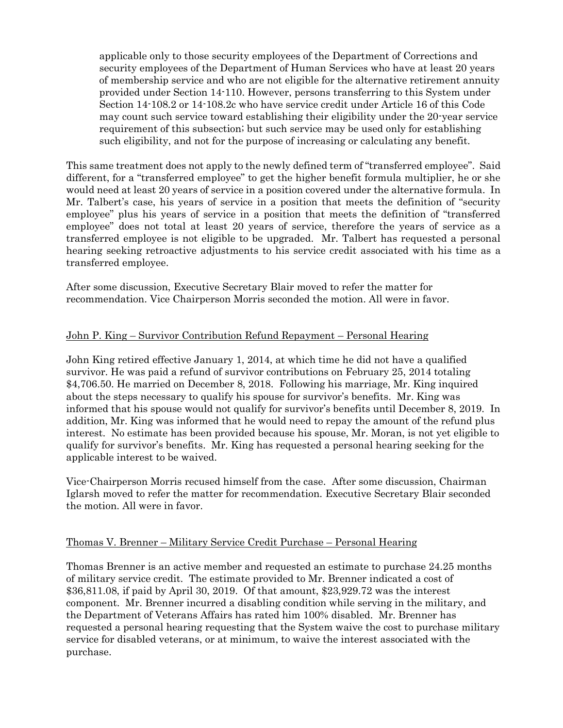> applicable only to those security employees of the Department of Corrections and security employees of the Department of Human Services who have at least 20 years of membership service and who are not eligible for the alternative retirement annuity provided under Section 14-110. However, persons transferring to this System under Section 14-108.2 or 14-108.2c who have service credit under Article 16 of this Code may count such service toward establishing their eligibility under the 20-year service requirement of this subsection; but such service may be used only for establishing such eligibility, and not for the purpose of increasing or calculating any benefit.

This same treatment does not apply to the newly defined term of "transferred employee". Said different, for a "transferred employee" to get the higher benefit formula multiplier, he or she would need at least 20 years of service in a position covered under the alternative formula. In Mr. Talbert's case, his years of service in a position that meets the definition of "security employee" plus his years of service in a position that meets the definition of "transferred employee" does not total at least 20 years of service, therefore the years of service as a transferred employee is not eligible to be upgraded. Mr. Talbert has requested a personal hearing seeking retroactive adjustments to his service credit associated with his time as a transferred employee.

After some discussion, Executive Secretary Blair moved to refer the matter for recommendation. Vice Chairperson Morris seconded the motion. All were in favor.

<u>John P. King – Survivor Contribution Refund Repayment – Personal Hearing</u>

John King retired effective January 1, 2014, at which time he did not have a qualified survivor. He was paid a refund of survivor contributions on February 25, 2014 totaling $4,706.50. He married on December 8, 2018. Following his marriage, Mr. King inquired about the steps necessary to qualify his spouse for survivor's benefits. Mr. King was informed that his spouse would not qualify for survivor's benefits until December 8, 2019. In addition, Mr. King was informed that he would need to repay the amount of the refund plus interest. No estimate has been provided because his spouse, Mr. Moran, is not yet eligible to qualify for survivor's benefits. Mr. King has requested a personal hearing seeking for the applicable interest to be waived.

Vice-Chairperson Morris recused himself from the case. After some discussion, Chairman Iglarsh moved to refer the matter for recommendation. Executive Secretary Blair seconded the motion. All were in favor.

<u>Thomas V. Brenner – Military Service Credit Purchase – Personal Hearing</u>

Thomas Brenner is an active member and requested an estimate to purchase 24.25 months of military service credit. The estimate provided to Mr. Brenner indicated a cost of $36,811.08, if paid by April 30, 2019. Of that amount, $23,929.72 was the interest component. Mr. Brenner incurred a disabling condition while serving in the military, and the Department of Veterans Affairs has rated him 100% disabled. Mr. Brenner has requested a personal hearing requesting that the System waive the cost to purchase military service for disabled veterans, or at minimum, to waive the interest associated with the purchase.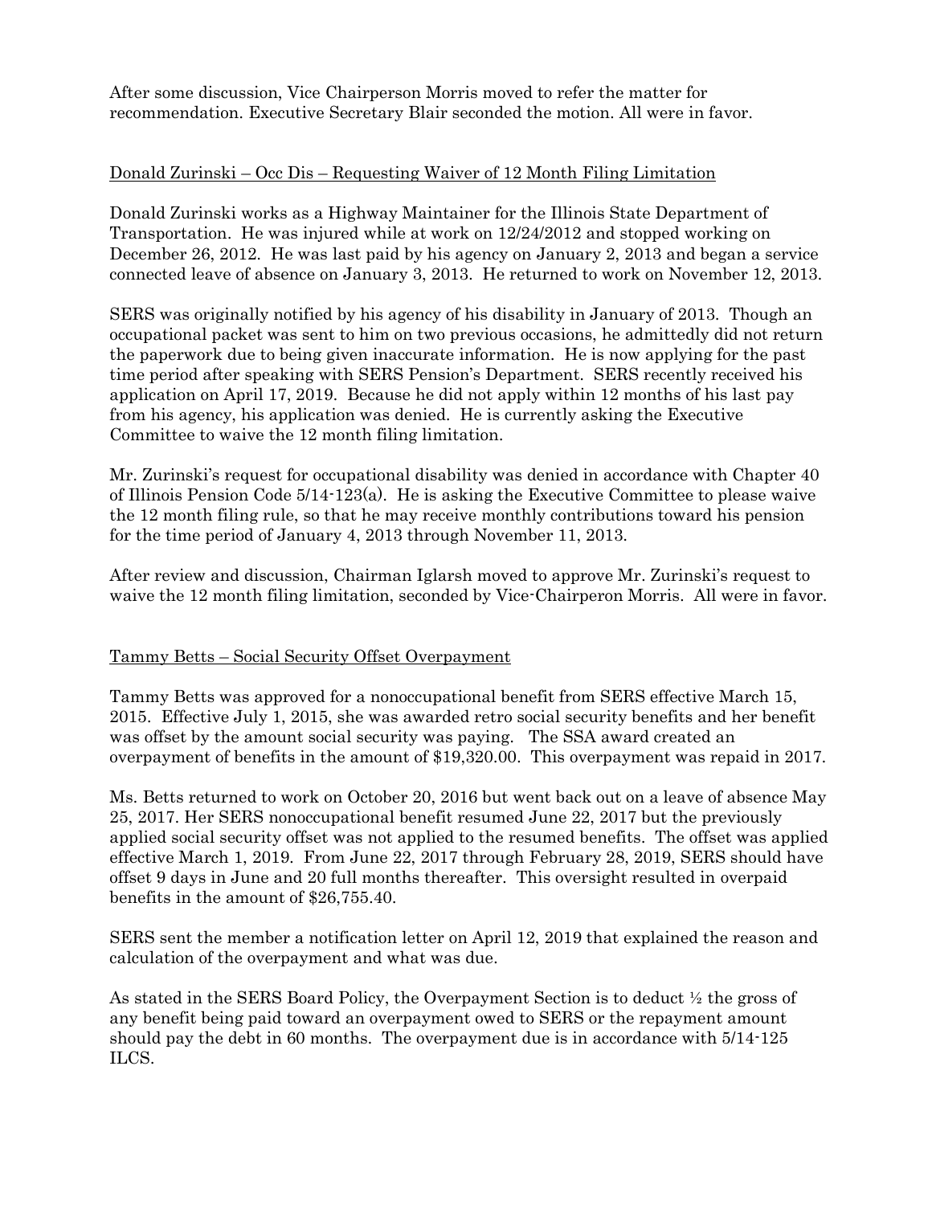After some discussion, Vice Chairperson Morris moved to refer the matter for recommendation. Executive Secretary Blair seconded the motion. All were in favor.

Donald Zurinski – Occ Dis – Requesting Waiver of 12 Month Filing Limitation

Donald Zurinski works as a Highway Maintainer for the Illinois State Department of Transportation. He was injured while at work on 12/24/2012 and stopped working on December 26, 2012. He was last paid by his agency on January 2, 2013 and began a service connected leave of absence on January 3, 2013. He returned to work on November 12, 2013.

SERS was originally notified by his agency of his disability in January of 2013. Though an occupational packet was sent to him on two previous occasions, he admittedly did not return the paperwork due to being given inaccurate information. He is now applying for the past time period after speaking with SERS Pension's Department. SERS recently received his application on April 17, 2019. Because he did not apply within 12 months of his last pay from his agency, his application was denied. He is currently asking the Executive Committee to waive the 12 month filing limitation.

Mr. Zurinski's request for occupational disability was denied in accordance with Chapter 40 of Illinois Pension Code 5/14-123(a). He is asking the Executive Committee to please waive the 12 month filing rule, so that he may receive monthly contributions toward his pension for the time period of January 4, 2013 through November 11, 2013.

After review and discussion, Chairman Iglarsh moved to approve Mr. Zurinski's request to waive the 12 month filing limitation, seconded by Vice-Chairperon Morris. All were in favor.

Tammy Betts – Social Security Offset Overpayment

Tammy Betts was approved for a nonoccupational benefit from SERS effective March 15, 2015. Effective July 1, 2015, she was awarded retro social security benefits and her benefit was offset by the amount social security was paying. The SSA award created an overpayment of benefits in the amount of $19,320.00. This overpayment was repaid in 2017.

Ms. Betts returned to work on October 20, 2016 but went back out on a leave of absence May 25, 2017. Her SERS nonoccupational benefit resumed June 22, 2017 but the previously applied social security offset was not applied to the resumed benefits. The offset was applied effective March 1, 2019. From June 22, 2017 through February 28, 2019, SERS should have offset 9 days in June and 20 full months thereafter. This oversight resulted in overpaid benefits in the amount of $26,755.40.

SERS sent the member a notification letter on April 12, 2019 that explained the reason and calculation of the overpayment and what was due.

As stated in the SERS Board Policy, the Overpayment Section is to deduct ½ the gross of any benefit being paid toward an overpayment owed to SERS or the repayment amount should pay the debt in 60 months. The overpayment due is in accordance with 5/14-125 ILCS.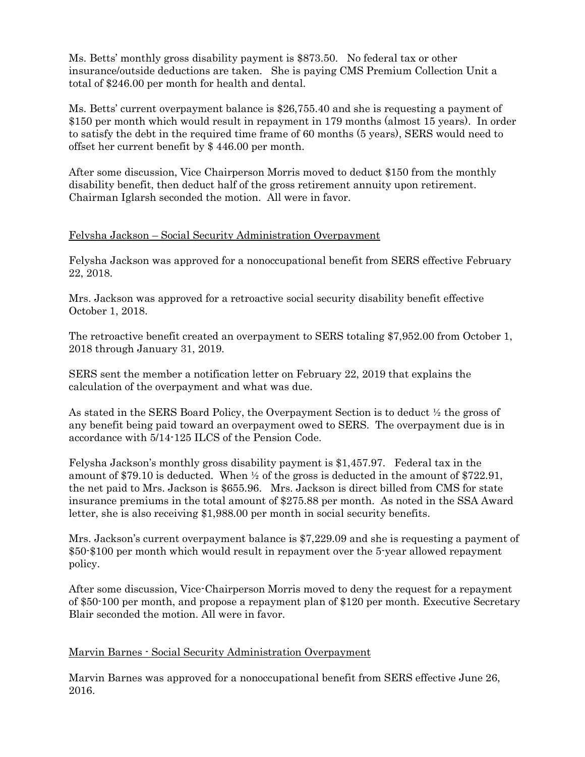Ms. Betts' monthly gross disability payment is $873.50. No federal tax or other insurance/outside deductions are taken. She is paying CMS Premium Collection Unit a total of $246.00 per month for health and dental.

Ms. Betts' current overpayment balance is $26,755.40 and she is requesting a payment of $150 per month which would result in repayment in 179 months (almost 15 years). In order to satisfy the debt in the required time frame of 60 months (5 years), SERS would need to offset her current benefit by $ 446.00 per month.

After some discussion, Vice Chairperson Morris moved to deduct $150 from the monthly disability benefit, then deduct half of the gross retirement annuity upon retirement. Chairman Iglarsh seconded the motion. All were in favor.

Felysha Jackson – Social Security Administration Overpayment

Felysha Jackson was approved for a nonoccupational benefit from SERS effective February 22, 2018.

Mrs. Jackson was approved for a retroactive social security disability benefit effective October 1, 2018.

The retroactive benefit created an overpayment to SERS totaling $7,952.00 from October 1, 2018 through January 31, 2019.

SERS sent the member a notification letter on February 22, 2019 that explains the calculation of the overpayment and what was due.

As stated in the SERS Board Policy, the Overpayment Section is to deduct ½ the gross of any benefit being paid toward an overpayment owed to SERS. The overpayment due is in accordance with 5/14-125 ILCS of the Pension Code.

Felysha Jackson's monthly gross disability payment is $1,457.97. Federal tax in the amount of $79.10 is deducted. When ½ of the gross is deducted in the amount of $722.91, the net paid to Mrs. Jackson is $655.96. Mrs. Jackson is direct billed from CMS for state insurance premiums in the total amount of $275.88 per month. As noted in the SSA Award letter, she is also receiving $1,988.00 per month in social security benefits.

Mrs. Jackson's current overpayment balance is $7,229.09 and she is requesting a payment of $50-$100 per month which would result in repayment over the 5-year allowed repayment policy.

After some discussion, Vice-Chairperson Morris moved to deny the request for a repayment of $50-100 per month, and propose a repayment plan of $120 per month. Executive Secretary Blair seconded the motion. All were in favor.

Marvin Barnes - Social Security Administration Overpayment

Marvin Barnes was approved for a nonoccupational benefit from SERS effective June 26, 2016.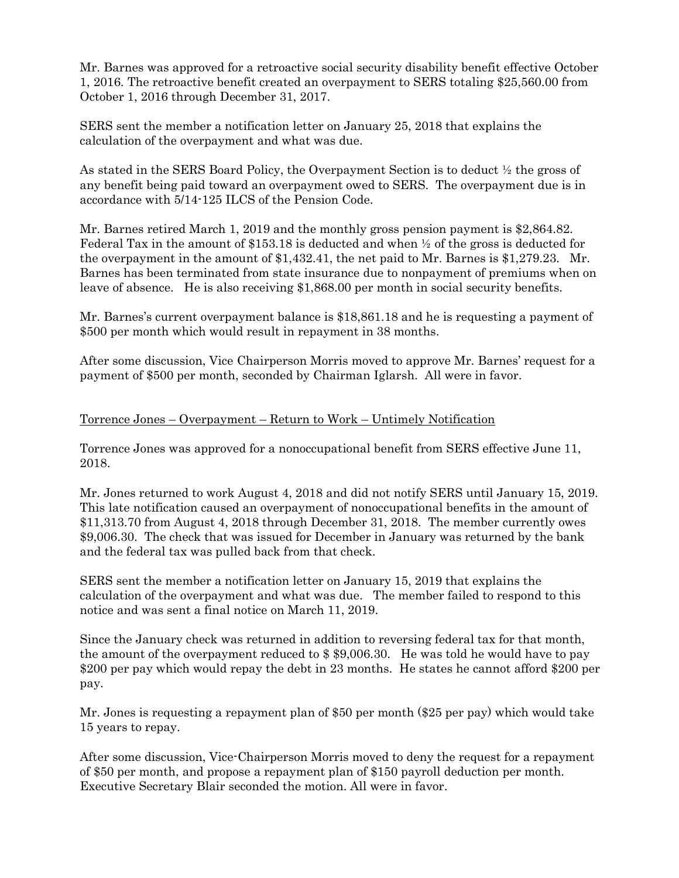Mr. Barnes was approved for a retroactive social security disability benefit effective October 1, 2016. The retroactive benefit created an overpayment to SERS totaling $25,560.00 from October 1, 2016 through December 31, 2017.

SERS sent the member a notification letter on January 25, 2018 that explains the calculation of the overpayment and what was due.

As stated in the SERS Board Policy, the Overpayment Section is to deduct ½ the gross of any benefit being paid toward an overpayment owed to SERS. The overpayment due is in accordance with 5/14-125 ILCS of the Pension Code.

Mr. Barnes retired March 1, 2019 and the monthly gross pension payment is $2,864.82. Federal Tax in the amount of $153.18 is deducted and when ½ of the gross is deducted for the overpayment in the amount of $1,432.41, the net paid to Mr. Barnes is $1,279.23. Mr. Barnes has been terminated from state insurance due to nonpayment of premiums when on leave of absence. He is also receiving $1,868.00 per month in social security benefits.

Mr. Barnes's current overpayment balance is $18,861.18 and he is requesting a payment of $500 per month which would result in repayment in 38 months.

After some discussion, Vice Chairperson Morris moved to approve Mr. Barnes' request for a payment of $500 per month, seconded by Chairman Iglarsh. All were in favor.

<u>Torrence Jones – Overpayment – Return to Work – Untimely Notification</u>

Torrence Jones was approved for a nonoccupational benefit from SERS effective June 11, 2018.

Mr. Jones returned to work August 4, 2018 and did not notify SERS until January 15, 2019. This late notification caused an overpayment of nonoccupational benefits in the amount of $11,313.70 from August 4, 2018 through December 31, 2018. The member currently owes $9,006.30. The check that was issued for December in January was returned by the bank and the federal tax was pulled back from that check.

SERS sent the member a notification letter on January 15, 2019 that explains the calculation of the overpayment and what was due. The member failed to respond to this notice and was sent a final notice on March 11, 2019.

Since the January check was returned in addition to reversing federal tax for that month, the amount of the overpayment reduced to $ $9,006.30. He was told he would have to pay $200 per pay which would repay the debt in 23 months. He states he cannot afford $200 per pay.

Mr. Jones is requesting a repayment plan of $50 per month ($25 per pay) which would take 15 years to repay.

After some discussion, Vice-Chairperson Morris moved to deny the request for a repayment of $50 per month, and propose a repayment plan of $150 payroll deduction per month. Executive Secretary Blair seconded the motion. All were in favor.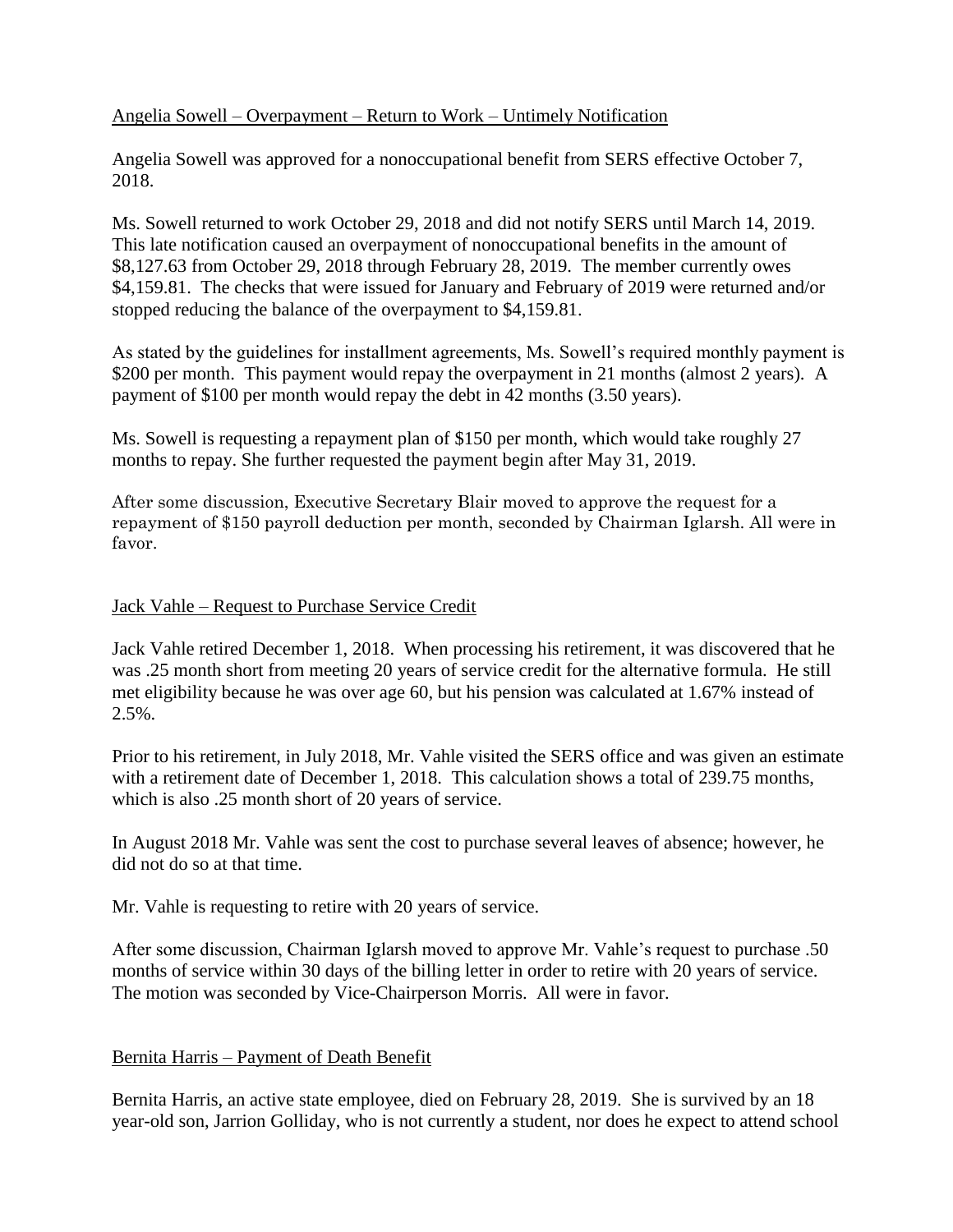Angelia Sowell – Overpayment – Return to Work – Untimely Notification

Angelia Sowell was approved for a nonoccupational benefit from SERS effective October 7, 2018.

Ms. Sowell returned to work October 29, 2018 and did not notify SERS until March 14, 2019. This late notification caused an overpayment of nonoccupational benefits in the amount of $8,127.63 from October 29, 2018 through February 28, 2019. The member currently owes $4,159.81. The checks that were issued for January and February of 2019 were returned and/or stopped reducing the balance of the overpayment to $4,159.81.

As stated by the guidelines for installment agreements, Ms. Sowell's required monthly payment is $200 per month. This payment would repay the overpayment in 21 months (almost 2 years). A payment of $100 per month would repay the debt in 42 months (3.50 years).

Ms. Sowell is requesting a repayment plan of $150 per month, which would take roughly 27 months to repay. She further requested the payment begin after May 31, 2019.

After some discussion, Executive Secretary Blair moved to approve the request for a repayment of $150 payroll deduction per month, seconded by Chairman Iglarsh. All were in favor.

Jack Vahle – Request to Purchase Service Credit

Jack Vahle retired December 1, 2018. When processing his retirement, it was discovered that he was .25 month short from meeting 20 years of service credit for the alternative formula. He still met eligibility because he was over age 60, but his pension was calculated at 1.67% instead of 2.5%.

Prior to his retirement, in July 2018, Mr. Vahle visited the SERS office and was given an estimate with a retirement date of December 1, 2018. This calculation shows a total of 239.75 months, which is also .25 month short of 20 years of service.

In August 2018 Mr. Vahle was sent the cost to purchase several leaves of absence; however, he did not do so at that time.

Mr. Vahle is requesting to retire with 20 years of service.

After some discussion, Chairman Iglarsh moved to approve Mr. Vahle's request to purchase .50 months of service within 30 days of the billing letter in order to retire with 20 years of service. The motion was seconded by Vice-Chairperson Morris. All were in favor.

Bernita Harris – Payment of Death Benefit

Bernita Harris, an active state employee, died on February 28, 2019. She is survived by an 18 year-old son, Jarrion Golliday, who is not currently a student, nor does he expect to attend school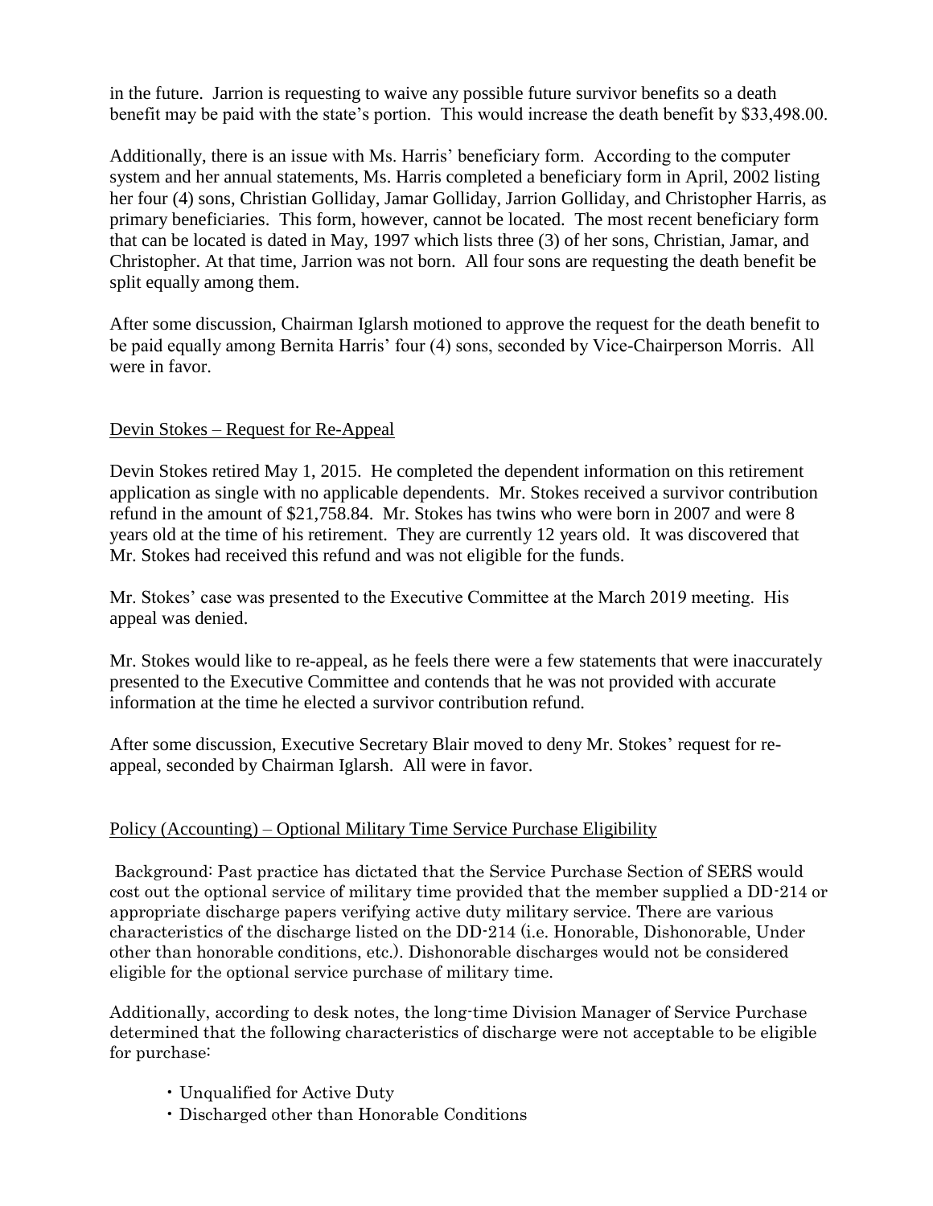in the future. Jarrion is requesting to waive any possible future survivor benefits so a death benefit may be paid with the state's portion. This would increase the death benefit by $33,498.00.

Additionally, there is an issue with Ms. Harris' beneficiary form. According to the computer system and her annual statements, Ms. Harris completed a beneficiary form in April, 2002 listing her four (4) sons, Christian Golliday, Jamar Golliday, Jarrion Golliday, and Christopher Harris, as primary beneficiaries. This form, however, cannot be located. The most recent beneficiary form that can be located is dated in May, 1997 which lists three (3) of her sons, Christian, Jamar, and Christopher. At that time, Jarrion was not born. All four sons are requesting the death benefit be split equally among them.

After some discussion, Chairman Iglarsh motioned to approve the request for the death benefit to be paid equally among Bernita Harris' four (4) sons, seconded by Vice-Chairperson Morris. All were in favor.

<u>Devin Stokes – Request for Re-Appeal</u>

Devin Stokes retired May 1, 2015. He completed the dependent information on this retirement application as single with no applicable dependents. Mr. Stokes received a survivor contribution refund in the amount of $21,758.84. Mr. Stokes has twins who were born in 2007 and were 8 years old at the time of his retirement. They are currently 12 years old. It was discovered that Mr. Stokes had received this refund and was not eligible for the funds.

Mr. Stokes' case was presented to the Executive Committee at the March 2019 meeting. His appeal was denied.

Mr. Stokes would like to re-appeal, as he feels there were a few statements that were inaccurately presented to the Executive Committee and contends that he was not provided with accurate information at the time he elected a survivor contribution refund.

After some discussion, Executive Secretary Blair moved to deny Mr. Stokes' request for re-appeal, seconded by Chairman Iglarsh. All were in favor.

<u>Policy (Accounting) – Optional Military Time Service Purchase Eligibility</u>

Background: Past practice has dictated that the Service Purchase Section of SERS would cost out the optional service of military time provided that the member supplied a DD-214 or appropriate discharge papers verifying active duty military service. There are various characteristics of the discharge listed on the DD-214 (i.e. Honorable, Dishonorable, Under other than honorable conditions, etc.). Dishonorable discharges would not be considered eligible for the optional service purchase of military time.

Additionally, according to desk notes, the long-time Division Manager of Service Purchase determined that the following characteristics of discharge were not acceptable to be eligible for purchase:

- Unqualified for Active Duty
- Discharged other than Honorable Conditions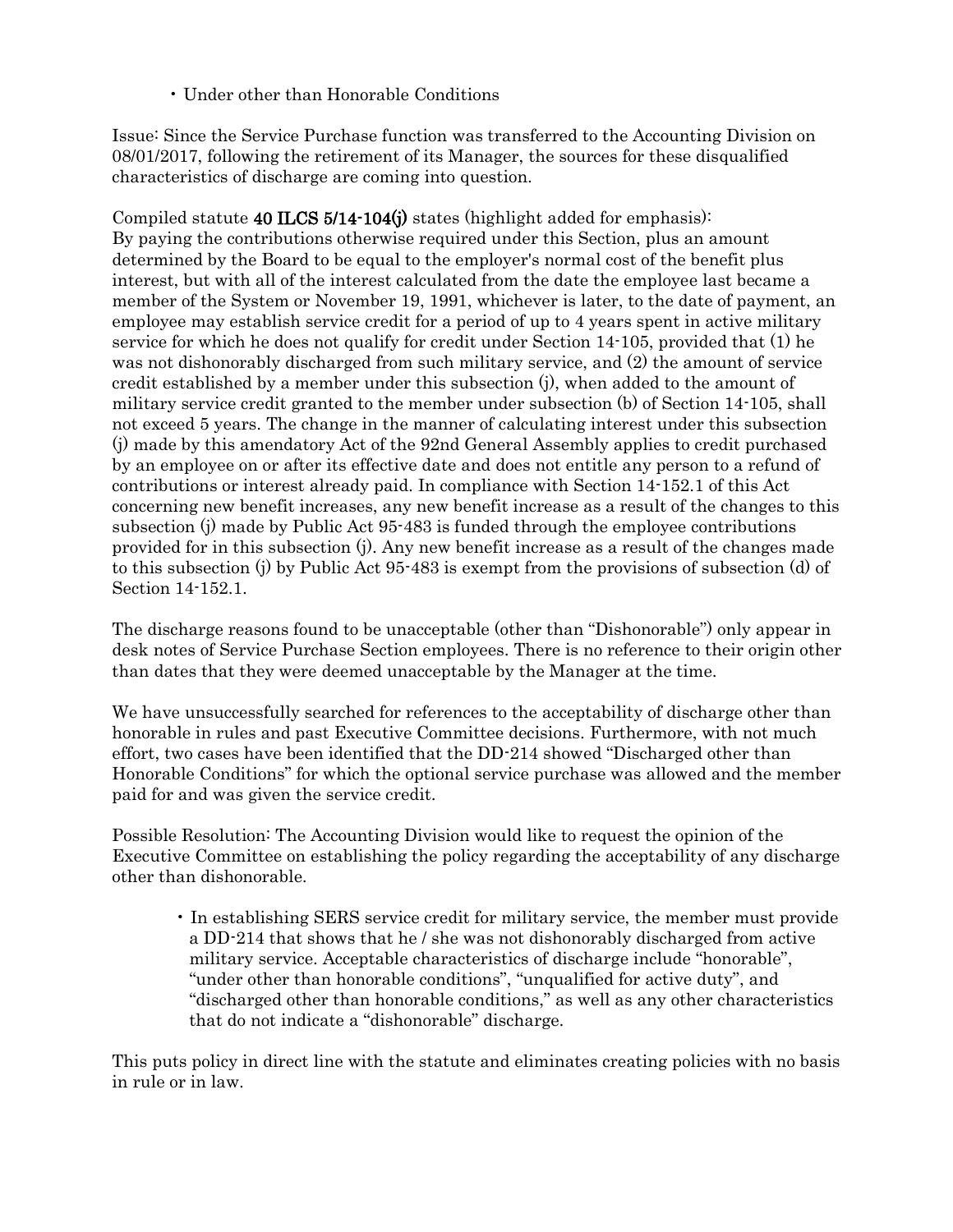- Under other than Honorable Conditions

Issue: Since the Service Purchase function was transferred to the Accounting Division on 08/01/2017, following the retirement of its Manager, the sources for these disqualified characteristics of discharge are coming into question.

Compiled statute **40 ILCS 5/14-104(j)** states (highlight added for emphasis):
By paying the contributions otherwise required under this Section, plus an amount determined by the Board to be equal to the employer's normal cost of the benefit plus interest, but with all of the interest calculated from the date the employee last became a member of the System or November 19, 1991, whichever is later, to the date of payment, an employee may establish service credit for a period of up to 4 years spent in active military service for which he does not qualify for credit under Section 14-105, provided that (1) he was not dishonorably discharged from such military service, and (2) the amount of service credit established by a member under this subsection (j), when added to the amount of military service credit granted to the member under subsection (b) of Section 14-105, shall not exceed 5 years. The change in the manner of calculating interest under this subsection (j) made by this amendatory Act of the 92nd General Assembly applies to credit purchased by an employee on or after its effective date and does not entitle any person to a refund of contributions or interest already paid. In compliance with Section 14-152.1 of this Act concerning new benefit increases, any new benefit increase as a result of the changes to this subsection (j) made by Public Act 95-483 is funded through the employee contributions provided for in this subsection (j). Any new benefit increase as a result of the changes made to this subsection (j) by Public Act 95-483 is exempt from the provisions of subsection (d) of Section 14-152.1.

The discharge reasons found to be unacceptable (other than "Dishonorable") only appear in desk notes of Service Purchase Section employees. There is no reference to their origin other than dates that they were deemed unacceptable by the Manager at the time.

We have unsuccessfully searched for references to the acceptability of discharge other than honorable in rules and past Executive Committee decisions. Furthermore, with not much effort, two cases have been identified that the DD-214 showed "Discharged other than Honorable Conditions" for which the optional service purchase was allowed and the member paid for and was given the service credit.

Possible Resolution: The Accounting Division would like to request the opinion of the Executive Committee on establishing the policy regarding the acceptability of any discharge other than dishonorable.

- In establishing SERS service credit for military service, the member must provide a DD-214 that shows that he / she was not dishonorably discharged from active military service. Acceptable characteristics of discharge include "honorable", "under other than honorable conditions", "unqualified for active duty", and "discharged other than honorable conditions," as well as any other characteristics that do not indicate a "dishonorable" discharge.

This puts policy in direct line with the statute and eliminates creating policies with no basis in rule or in law.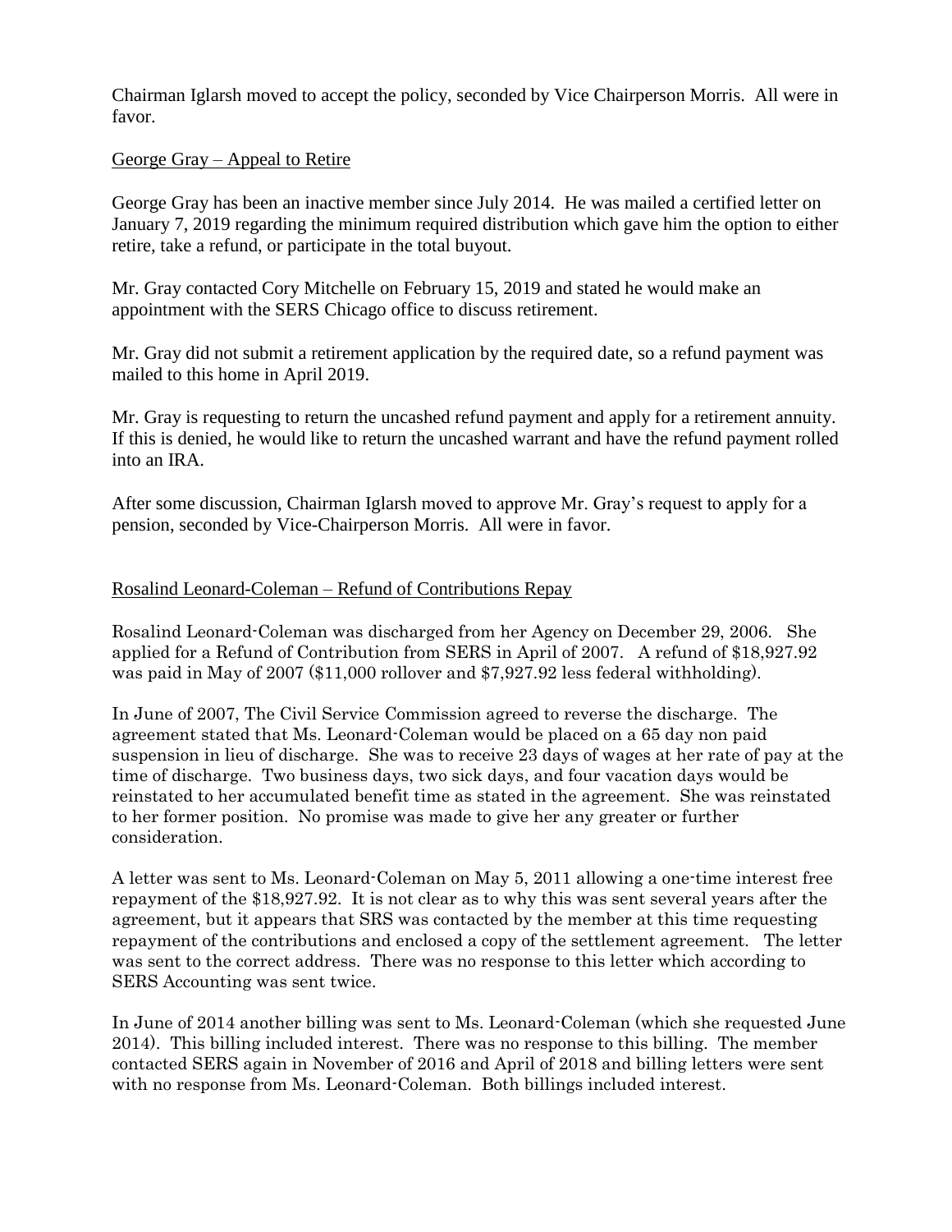Chairman Iglarsh moved to accept the policy, seconded by Vice Chairperson Morris. All were in favor.

George Gray – Appeal to Retire

George Gray has been an inactive member since July 2014. He was mailed a certified letter on January 7, 2019 regarding the minimum required distribution which gave him the option to either retire, take a refund, or participate in the total buyout.

Mr. Gray contacted Cory Mitchelle on February 15, 2019 and stated he would make an appointment with the SERS Chicago office to discuss retirement.

Mr. Gray did not submit a retirement application by the required date, so a refund payment was mailed to this home in April 2019.

Mr. Gray is requesting to return the uncashed refund payment and apply for a retirement annuity. If this is denied, he would like to return the uncashed warrant and have the refund payment rolled into an IRA.

After some discussion, Chairman Iglarsh moved to approve Mr. Gray's request to apply for a pension, seconded by Vice-Chairperson Morris. All were in favor.

Rosalind Leonard-Coleman – Refund of Contributions Repay

Rosalind Leonard-Coleman was discharged from her Agency on December 29, 2006. She applied for a Refund of Contribution from SERS in April of 2007. A refund of $18,927.92 was paid in May of 2007 ($11,000 rollover and $7,927.92 less federal withholding).

In June of 2007, The Civil Service Commission agreed to reverse the discharge. The agreement stated that Ms. Leonard-Coleman would be placed on a 65 day non paid suspension in lieu of discharge. She was to receive 23 days of wages at her rate of pay at the time of discharge. Two business days, two sick days, and four vacation days would be reinstated to her accumulated benefit time as stated in the agreement. She was reinstated to her former position. No promise was made to give her any greater or further consideration.

A letter was sent to Ms. Leonard-Coleman on May 5, 2011 allowing a one-time interest free repayment of the $18,927.92. It is not clear as to why this was sent several years after the agreement, but it appears that SRS was contacted by the member at this time requesting repayment of the contributions and enclosed a copy of the settlement agreement. The letter was sent to the correct address. There was no response to this letter which according to SERS Accounting was sent twice.

In June of 2014 another billing was sent to Ms. Leonard-Coleman (which she requested June 2014). This billing included interest. There was no response to this billing. The member contacted SERS again in November of 2016 and April of 2018 and billing letters were sent with no response from Ms. Leonard-Coleman. Both billings included interest.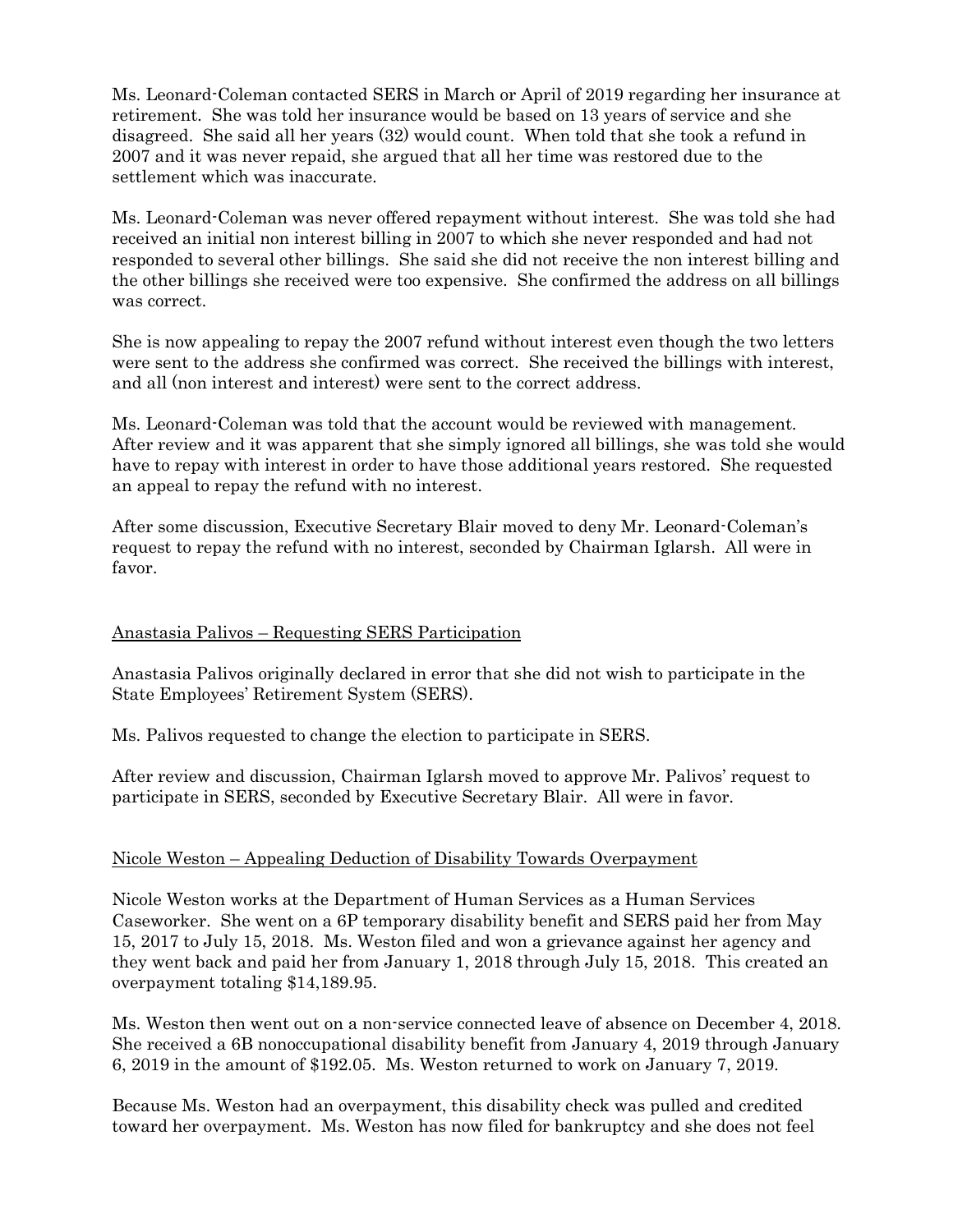Ms. Leonard-Coleman contacted SERS in March or April of 2019 regarding her insurance at retirement. She was told her insurance would be based on 13 years of service and she disagreed. She said all her years (32) would count. When told that she took a refund in 2007 and it was never repaid, she argued that all her time was restored due to the settlement which was inaccurate.

Ms. Leonard-Coleman was never offered repayment without interest. She was told she had received an initial non interest billing in 2007 to which she never responded and had not responded to several other billings. She said she did not receive the non interest billing and the other billings she received were too expensive. She confirmed the address on all billings was correct.

She is now appealing to repay the 2007 refund without interest even though the two letters were sent to the address she confirmed was correct. She received the billings with interest, and all (non interest and interest) were sent to the correct address.

Ms. Leonard-Coleman was told that the account would be reviewed with management. After review and it was apparent that she simply ignored all billings, she was told she would have to repay with interest in order to have those additional years restored. She requested an appeal to repay the refund with no interest.

After some discussion, Executive Secretary Blair moved to deny Mr. Leonard-Coleman's request to repay the refund with no interest, seconded by Chairman Iglarsh. All were in favor.

<u>Anastasia Palivos – Requesting SERS Participation</u>

Anastasia Palivos originally declared in error that she did not wish to participate in the State Employees' Retirement System (SERS).

Ms. Palivos requested to change the election to participate in SERS.

After review and discussion, Chairman Iglarsh moved to approve Mr. Palivos' request to participate in SERS, seconded by Executive Secretary Blair. All were in favor.

<u>Nicole Weston – Appealing Deduction of Disability Towards Overpayment</u>

Nicole Weston works at the Department of Human Services as a Human Services Caseworker. She went on a 6P temporary disability benefit and SERS paid her from May 15, 2017 to July 15, 2018. Ms. Weston filed and won a grievance against her agency and they went back and paid her from January 1, 2018 through July 15, 2018. This created an overpayment totaling $14,189.95.

Ms. Weston then went out on a non-service connected leave of absence on December 4, 2018. She received a 6B nonoccupational disability benefit from January 4, 2019 through January 6, 2019 in the amount of $192.05. Ms. Weston returned to work on January 7, 2019.

Because Ms. Weston had an overpayment, this disability check was pulled and credited toward her overpayment. Ms. Weston has now filed for bankruptcy and she does not feel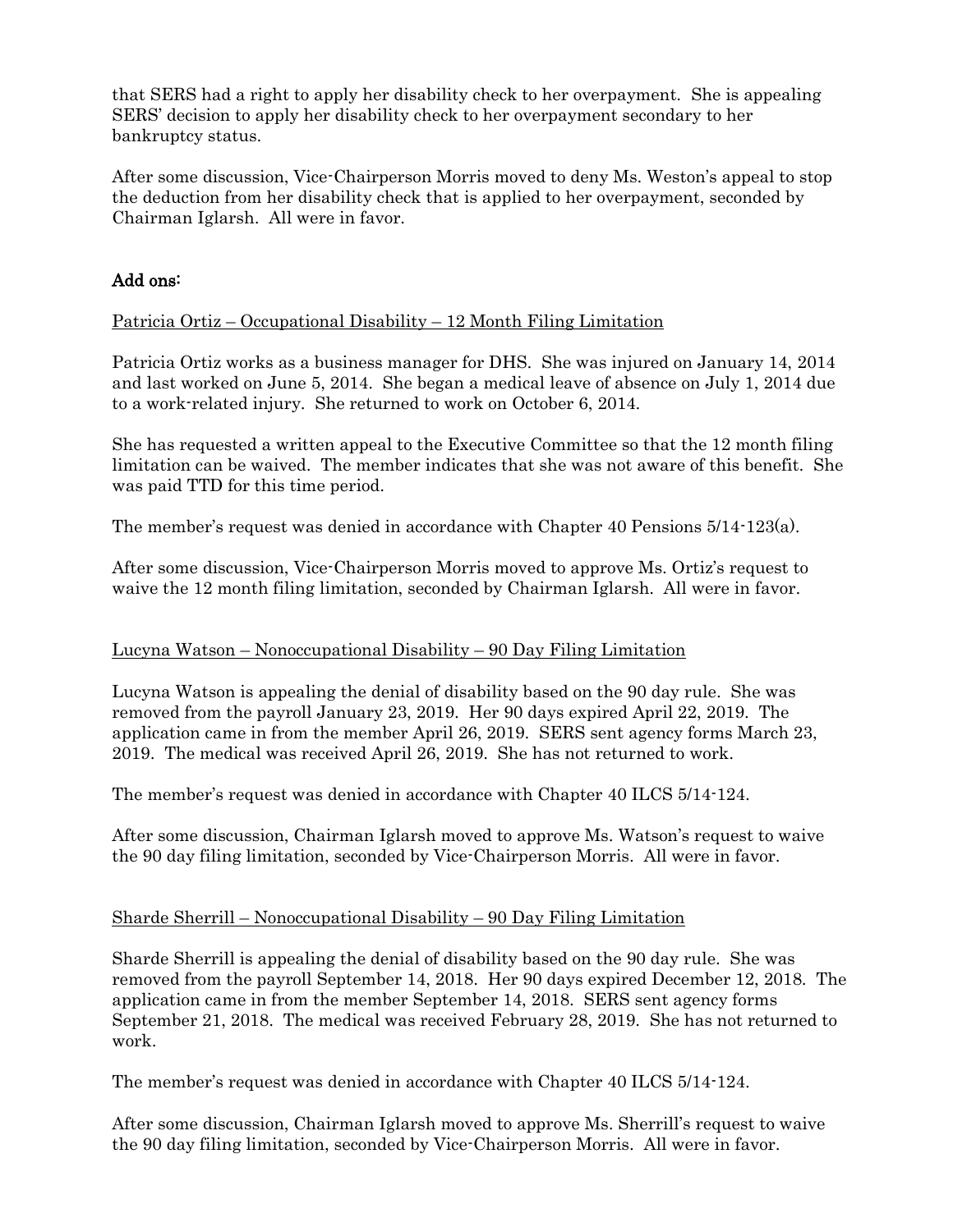that SERS had a right to apply her disability check to her overpayment. She is appealing SERS' decision to apply her disability check to her overpayment secondary to her bankruptcy status.

After some discussion, Vice-Chairperson Morris moved to deny Ms. Weston's appeal to stop the deduction from her disability check that is applied to her overpayment, seconded by Chairman Iglarsh. All were in favor.

## Add ons:

<u>Patricia Ortiz – Occupational Disability – 12 Month Filing Limitation</u>

Patricia Ortiz works as a business manager for DHS. She was injured on January 14, 2014 and last worked on June 5, 2014. She began a medical leave of absence on July 1, 2014 due to a work-related injury. She returned to work on October 6, 2014.

She has requested a written appeal to the Executive Committee so that the 12 month filing limitation can be waived. The member indicates that she was not aware of this benefit. She was paid TTD for this time period.

The member's request was denied in accordance with Chapter 40 Pensions 5/14-123(a).

After some discussion, Vice-Chairperson Morris moved to approve Ms. Ortiz's request to waive the 12 month filing limitation, seconded by Chairman Iglarsh. All were in favor.

<u>Lucyna Watson – Nonoccupational Disability – 90 Day Filing Limitation</u>

Lucyna Watson is appealing the denial of disability based on the 90 day rule. She was removed from the payroll January 23, 2019. Her 90 days expired April 22, 2019. The application came in from the member April 26, 2019. SERS sent agency forms March 23, 2019. The medical was received April 26, 2019. She has not returned to work.

The member's request was denied in accordance with Chapter 40 ILCS 5/14-124.

After some discussion, Chairman Iglarsh moved to approve Ms. Watson's request to waive the 90 day filing limitation, seconded by Vice-Chairperson Morris. All were in favor.

<u>Sharde Sherrill – Nonoccupational Disability – 90 Day Filing Limitation</u>

Sharde Sherrill is appealing the denial of disability based on the 90 day rule. She was removed from the payroll September 14, 2018. Her 90 days expired December 12, 2018. The application came in from the member September 14, 2018. SERS sent agency forms September 21, 2018. The medical was received February 28, 2019. She has not returned to work.

The member's request was denied in accordance with Chapter 40 ILCS 5/14-124.

After some discussion, Chairman Iglarsh moved to approve Ms. Sherrill's request to waive the 90 day filing limitation, seconded by Vice-Chairperson Morris. All were in favor.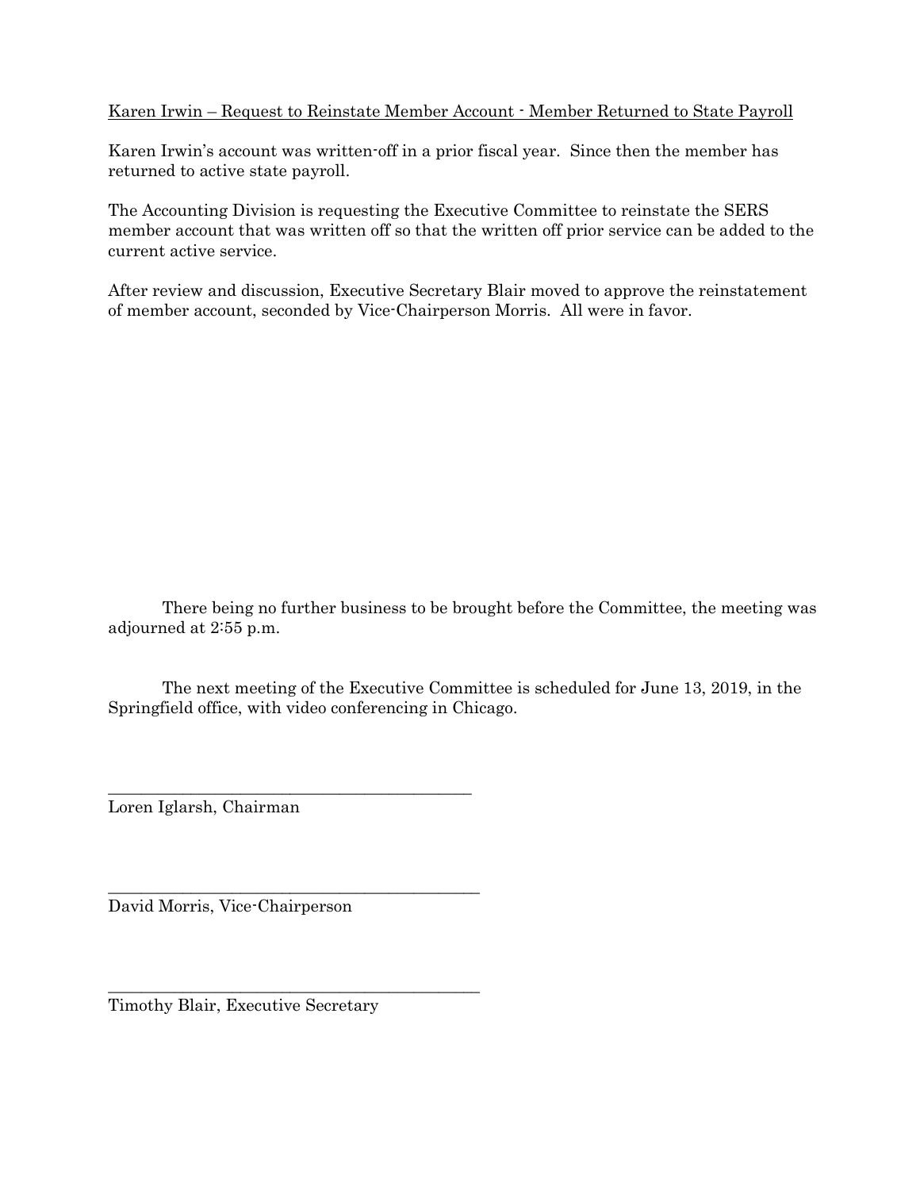Karen Irwin – Request to Reinstate Member Account - Member Returned to State Payroll

Karen Irwin's account was written-off in a prior fiscal year. Since then the member has returned to active state payroll.

The Accounting Division is requesting the Executive Committee to reinstate the SERS member account that was written off so that the written off prior service can be added to the current active service.

After review and discussion, Executive Secretary Blair moved to approve the reinstatement of member account, seconded by Vice-Chairperson Morris. All were in favor.

There being no further business to be brought before the Committee, the meeting was adjourned at 2:55 p.m.

The next meeting of the Executive Committee is scheduled for June 13, 2019, in the Springfield office, with video conferencing in Chicago.

\_\_\_\_\_\_\_\_\_\_\_\_\_\_\_\_\_\_\_\_\_\_\_\_\_\_\_\_\_\_\_\_\_\_\_\_\_\_\_\_\_\_\_\_

Loren Iglarsh, Chairman

\_\_\_\_\_\_\_\_\_\_\_\_\_\_\_\_\_\_\_\_\_\_\_\_\_\_\_\_\_\_\_\_\_\_\_\_\_\_\_\_\_\_\_\_

David Morris, Vice-Chairperson

\_\_\_\_\_\_\_\_\_\_\_\_\_\_\_\_\_\_\_\_\_\_\_\_\_\_\_\_\_\_\_\_\_\_\_\_\_\_\_\_\_\_\_\_

Timothy Blair, Executive Secretary